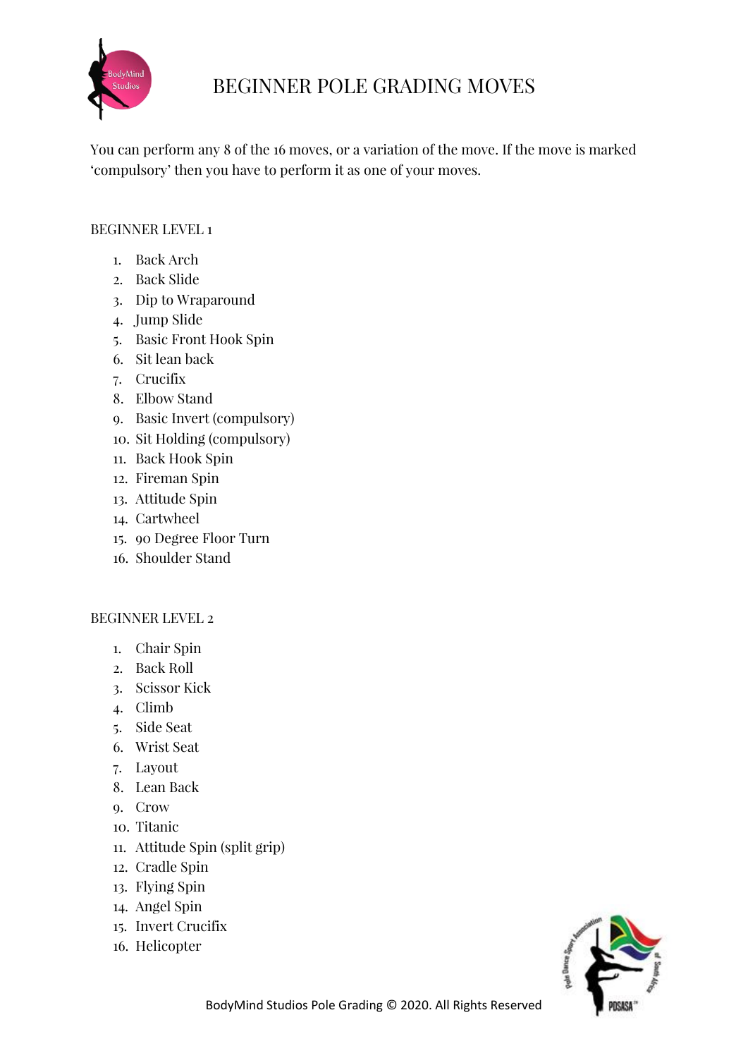# BEGINNER POLE GRADING MOVES

You can perform any 8 of the 16 moves, or a variation of the move. If the move is marked 'compulsory' then you have to perform it as one of your moves.

## BEGINNER LEVEL 1

1. Back Arch
2. Back Slide
3. Dip to Wraparound
4. Jump Slide
5. Basic Front Hook Spin
6. Sit lean back
7. Crucifix
8. Elbow Stand
9. Basic Invert (compulsory)
10. Sit Holding (compulsory)
11. Back Hook Spin
12. Fireman Spin
13. Attitude Spin
14. Cartwheel
15. 90 Degree Floor Turn
16. Shoulder Stand

## BEGINNER LEVEL 2

1. Chair Spin
2. Back Roll
3. Scissor Kick
4. Climb
5. Side Seat
6. Wrist Seat
7. Layout
8. Lean Back
9. Crow
10. Titanic
11. Attitude Spin (split grip)
12. Cradle Spin
13. Flying Spin
14. Angel Spin
15. Invert Crucifix
16. Helicopter

BodyMind Studios Pole Grading © 2020. All Rights Reserved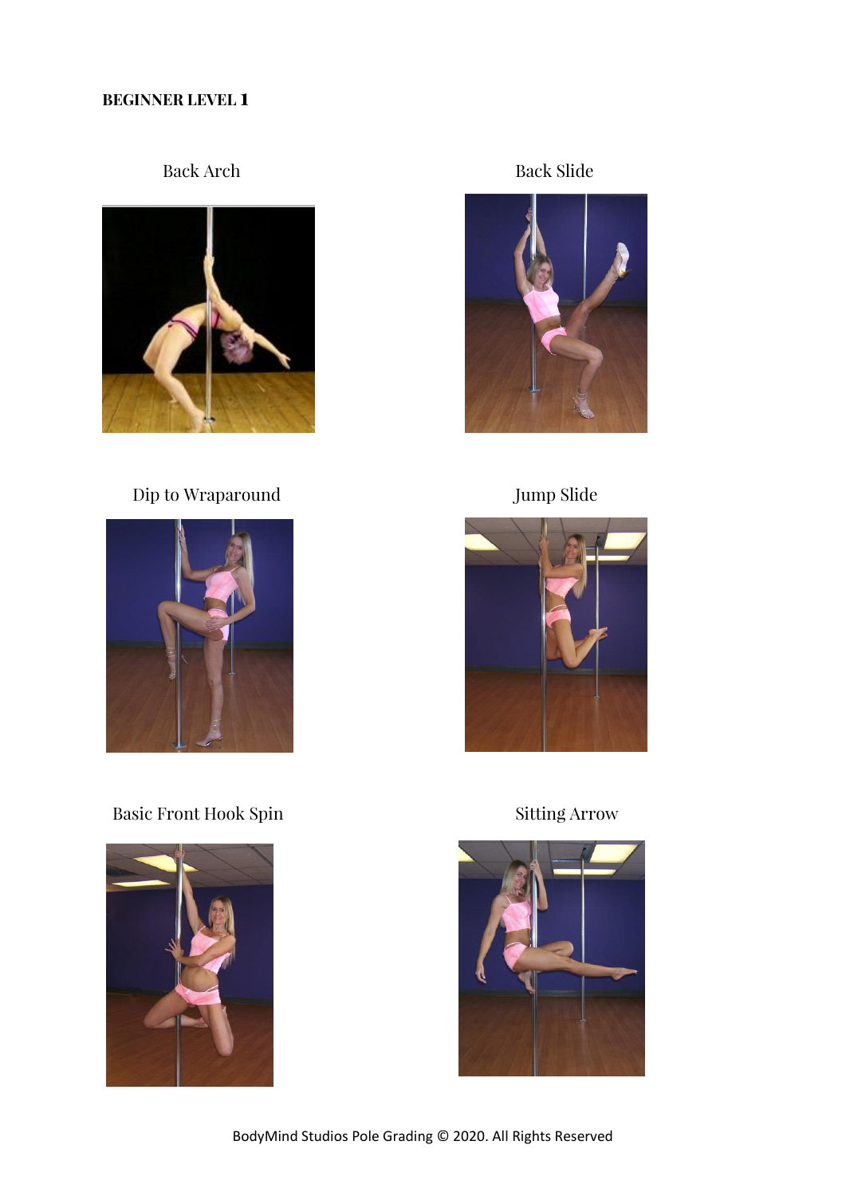**BEGINNER LEVEL 1**

Back Arch

Back Slide

Dip to Wraparound

Jump Slide

Basic Front Hook Spin

Sitting Arrow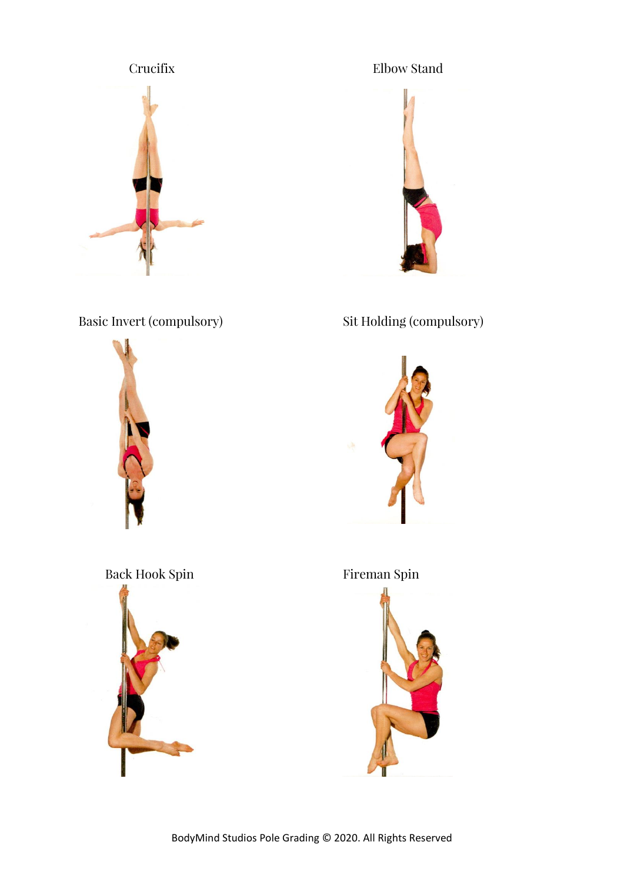Crucifix

Elbow Stand

Basic Invert (compulsory)

Sit Holding (compulsory)

Back Hook Spin

Fireman Spin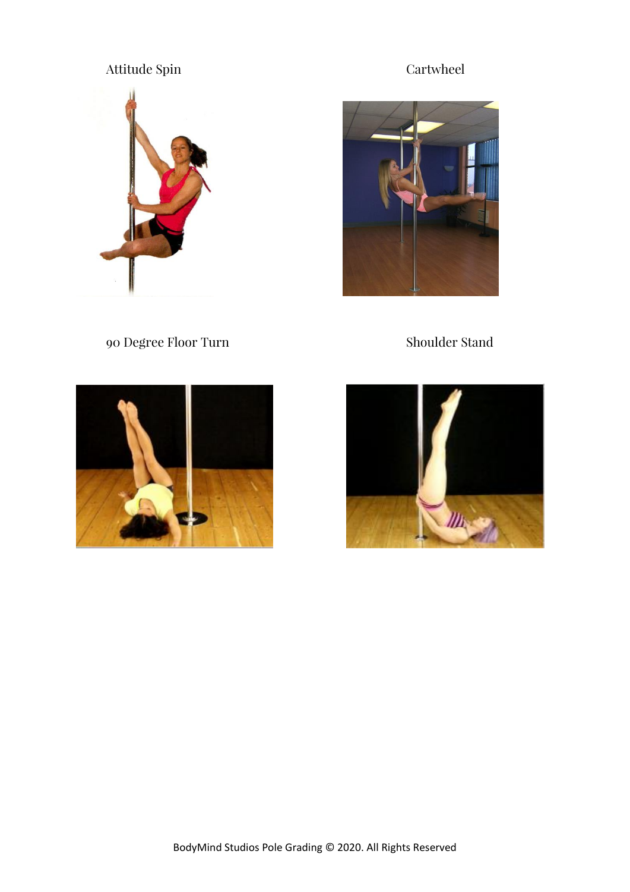Attitude Spin

Cartwheel

90 Degree Floor Turn

Shoulder Stand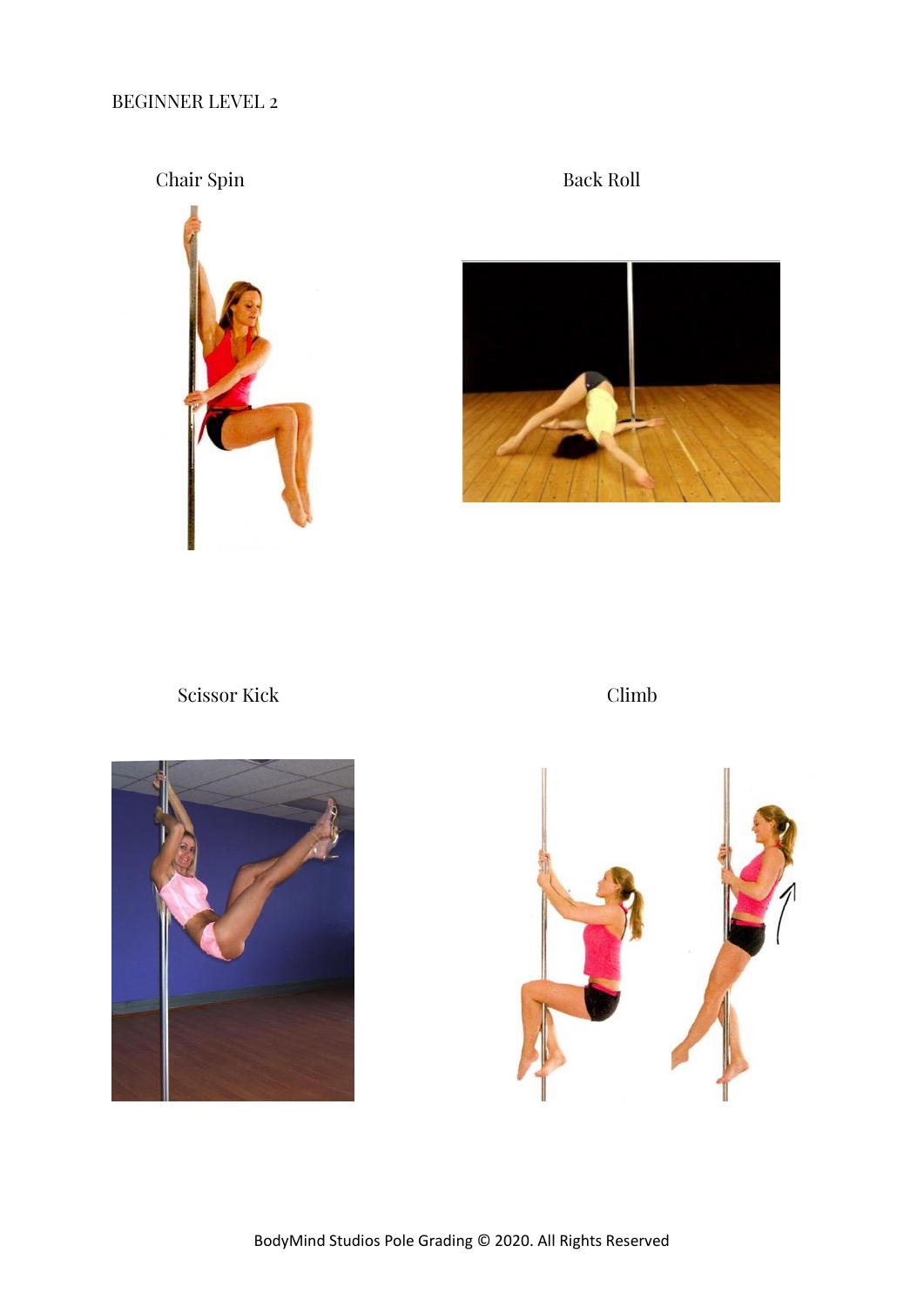BEGINNER LEVEL 2

Chair Spin

Back Roll

Scissor Kick

Climb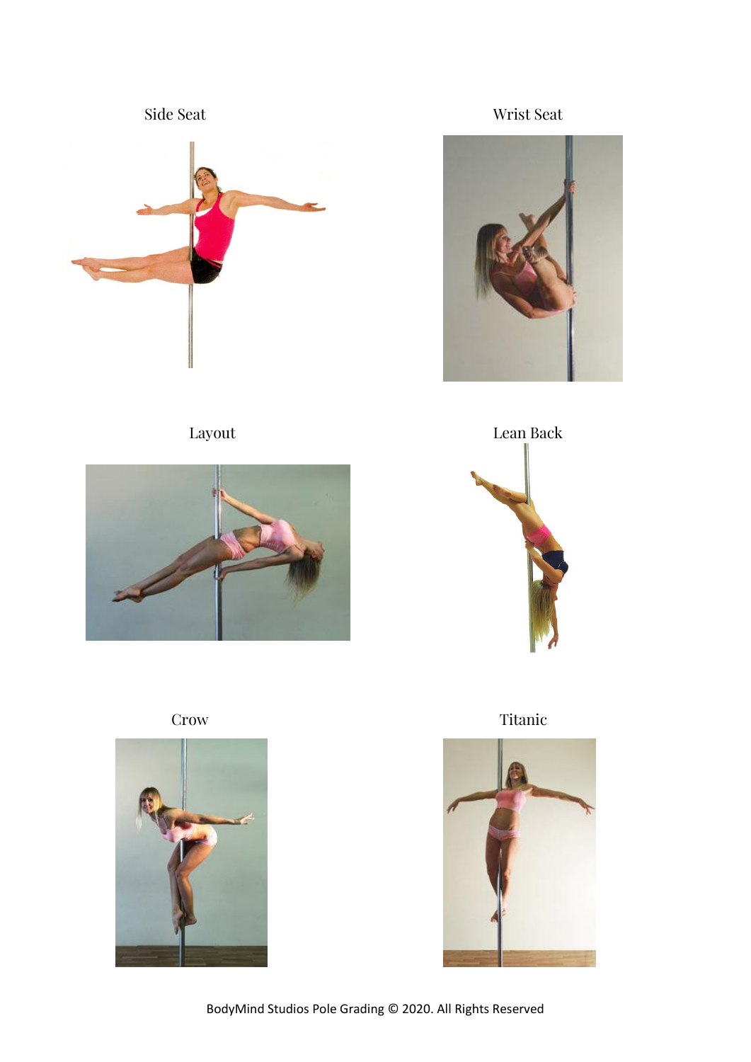Side Seat

Wrist Seat

Layout

Lean Back

Crow

Titanic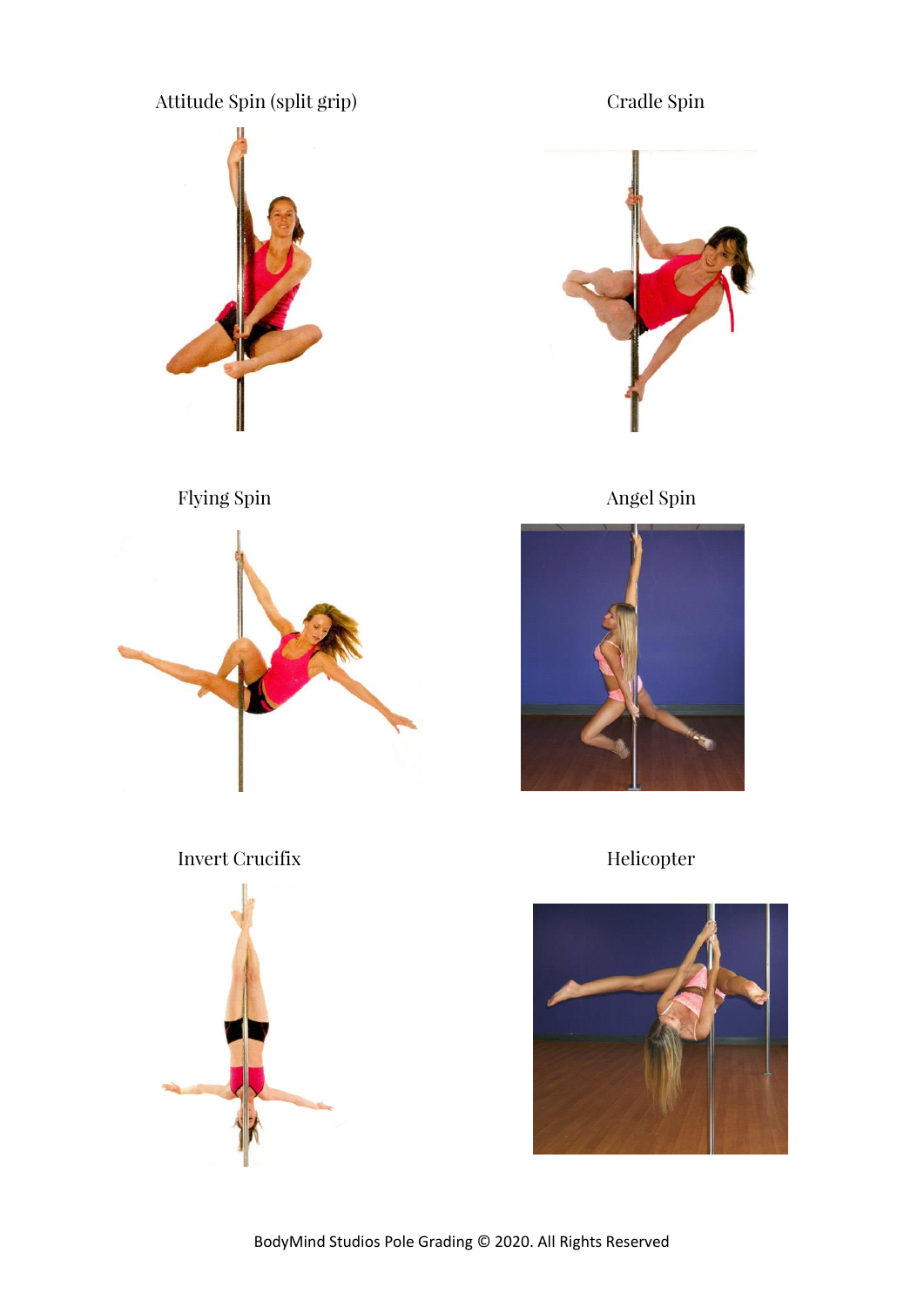Attitude Spin (split grip)

Cradle Spin

Flying Spin

Angel Spin

Invert Crucifix

Helicopter

BodyMind Studios Pole Grading © 2020. All Rights Reserved